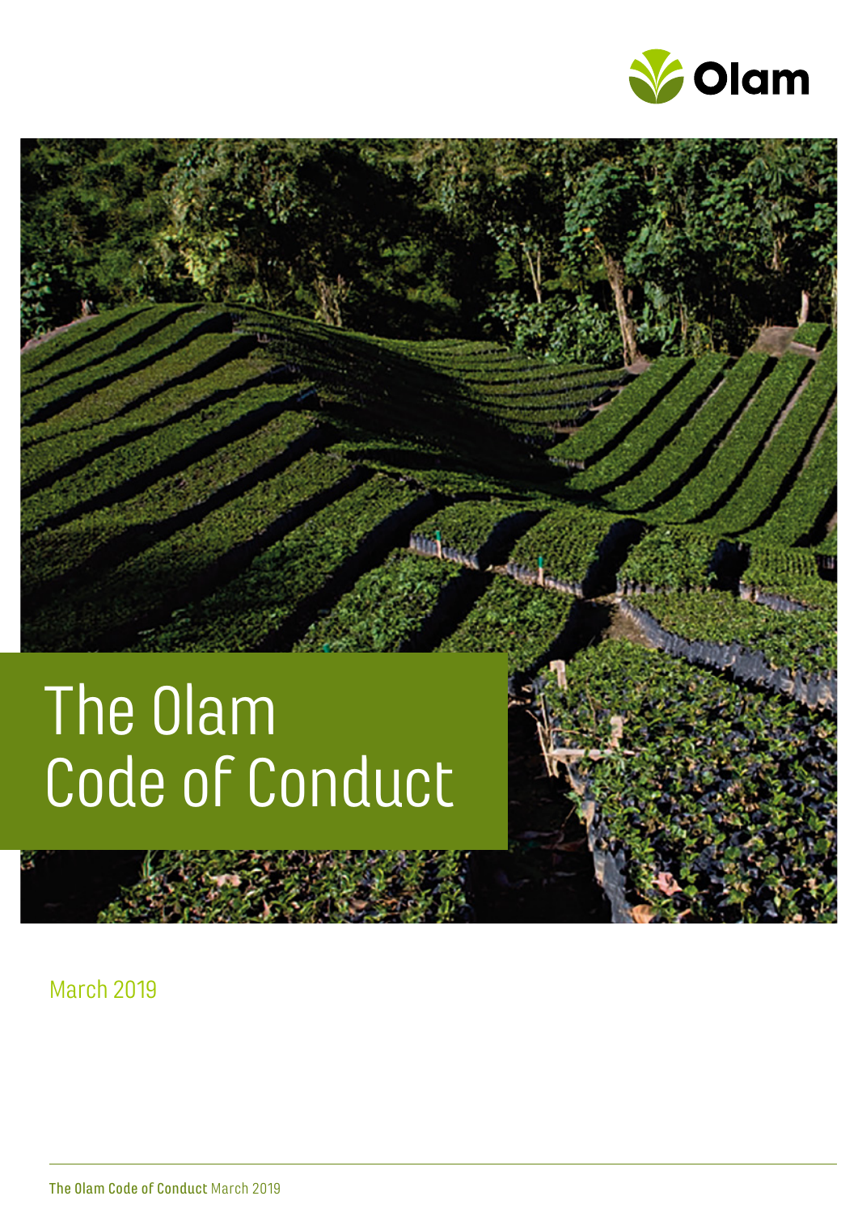# The Olam Code of Conduct

March 2019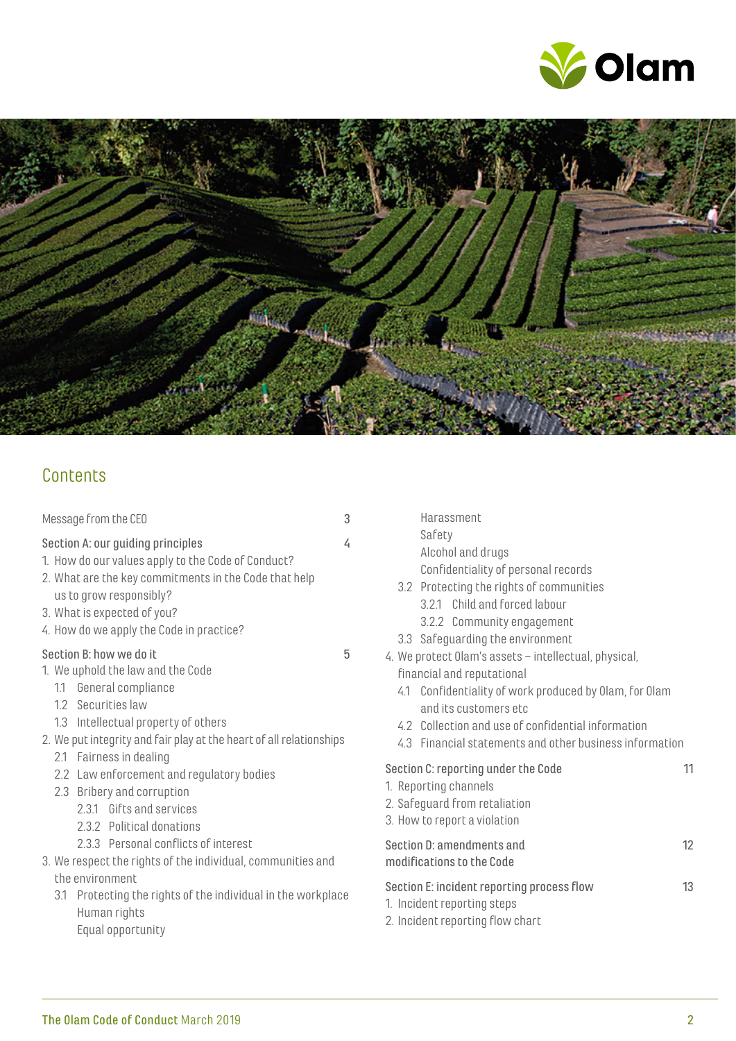## Contents

- Message from the CEO 3
- Section A: our guiding principles 4
  1. How do our values apply to the Code of Conduct?
  2. What are the key commitments in the Code that help us to grow responsibly?
  3. What is expected of you?
  4. How do we apply the Code in practice?
- Section B: how we do it 5
  1. We uphold the law and the Code
     - 1.1 General compliance
     - 1.2 Securities law
     - 1.3 Intellectual property of others
  2. We put integrity and fair play at the heart of all relationships
     - 2.1 Fairness in dealing
     - 2.2 Law enforcement and regulatory bodies
     - 2.3 Bribery and corruption
       - 2.3.1 Gifts and services
       - 2.3.2 Political donations
       - 2.3.3 Personal conflicts of interest
  3. We respect the rights of the individual, communities and the environment
     - 3.1 Protecting the rights of the individual in the workplace
       - Human rights
       - Equal opportunity
       - Harassment
       - Safety
       - Alcohol and drugs
       - Confidentiality of personal records
     - 3.2 Protecting the rights of communities
       - 3.2.1 Child and forced labour
       - 3.2.2 Community engagement
     - 3.3 Safeguarding the environment
  4. We protect Olam's assets – intellectual, physical, financial and reputational
     - 4.1 Confidentiality of work produced by Olam, for Olam and its customers etc
     - 4.2 Collection and use of confidential information
     - 4.3 Financial statements and other business information
- Section C: reporting under the Code 11
  1. Reporting channels
  2. Safeguard from retaliation
  3. How to report a violation
- Section D: amendments and modifications to the Code 12
- Section E: incident reporting process flow 13
  1. Incident reporting steps
  2. Incident reporting flow chart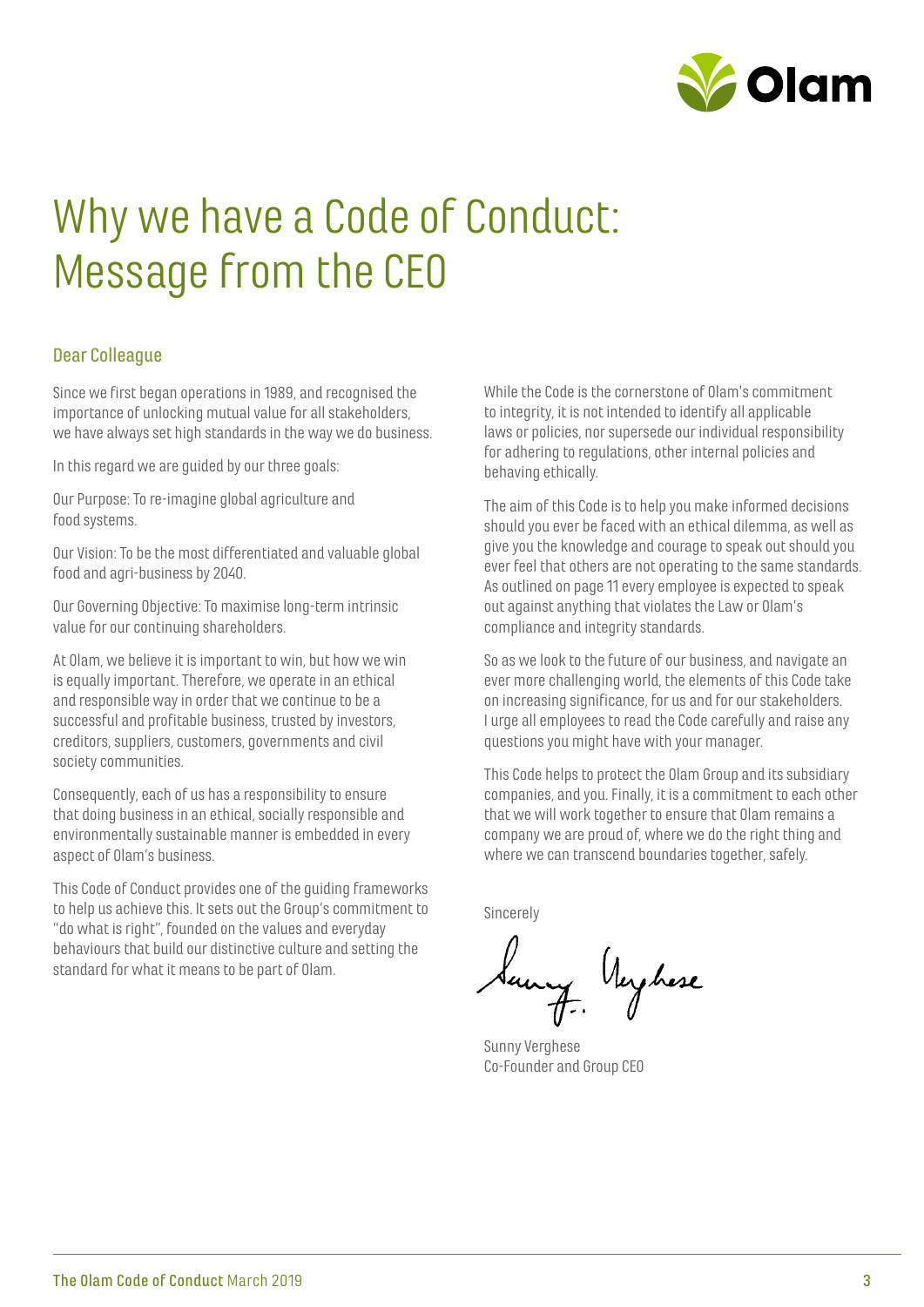# Why we have a Code of Conduct: Message from the CEO

## Dear Colleague

Since we first began operations in 1989, and recognised the importance of unlocking mutual value for all stakeholders, we have always set high standards in the way we do business.

In this regard we are guided by our three goals:

Our Purpose: To re-imagine global agriculture and food systems.

Our Vision: To be the most differentiated and valuable global food and agri-business by 2040.

Our Governing Objective: To maximise long-term intrinsic value for our continuing shareholders.

At Olam, we believe it is important to win, but how we win is equally important. Therefore, we operate in an ethical and responsible way in order that we continue to be a successful and profitable business, trusted by investors, creditors, suppliers, customers, governments and civil society communities.

Consequently, each of us has a responsibility to ensure that doing business in an ethical, socially responsible and environmentally sustainable manner is embedded in every aspect of Olam's business.

This Code of Conduct provides one of the guiding frameworks to help us achieve this. It sets out the Group's commitment to "do what is right", founded on the values and everyday behaviours that build our distinctive culture and setting the standard for what it means to be part of Olam.

While the Code is the cornerstone of Olam's commitment to integrity, it is not intended to identify all applicable laws or policies, nor supersede our individual responsibility for adhering to regulations, other internal policies and behaving ethically.

The aim of this Code is to help you make informed decisions should you ever be faced with an ethical dilemma, as well as give you the knowledge and courage to speak out should you ever feel that others are not operating to the same standards. As outlined on page 11 every employee is expected to speak out against anything that violates the Law or Olam's compliance and integrity standards.

So as we look to the future of our business, and navigate an ever more challenging world, the elements of this Code take on increasing significance, for us and for our stakeholders. I urge all employees to read the Code carefully and raise any questions you might have with your manager.

This Code helps to protect the Olam Group and its subsidiary companies, and you. Finally, it is a commitment to each other that we will work together to ensure that Olam remains a company we are proud of, where we do the right thing and where we can transcend boundaries together, safely.

Sincerely

Sunny Verghese
Co-Founder and Group CEO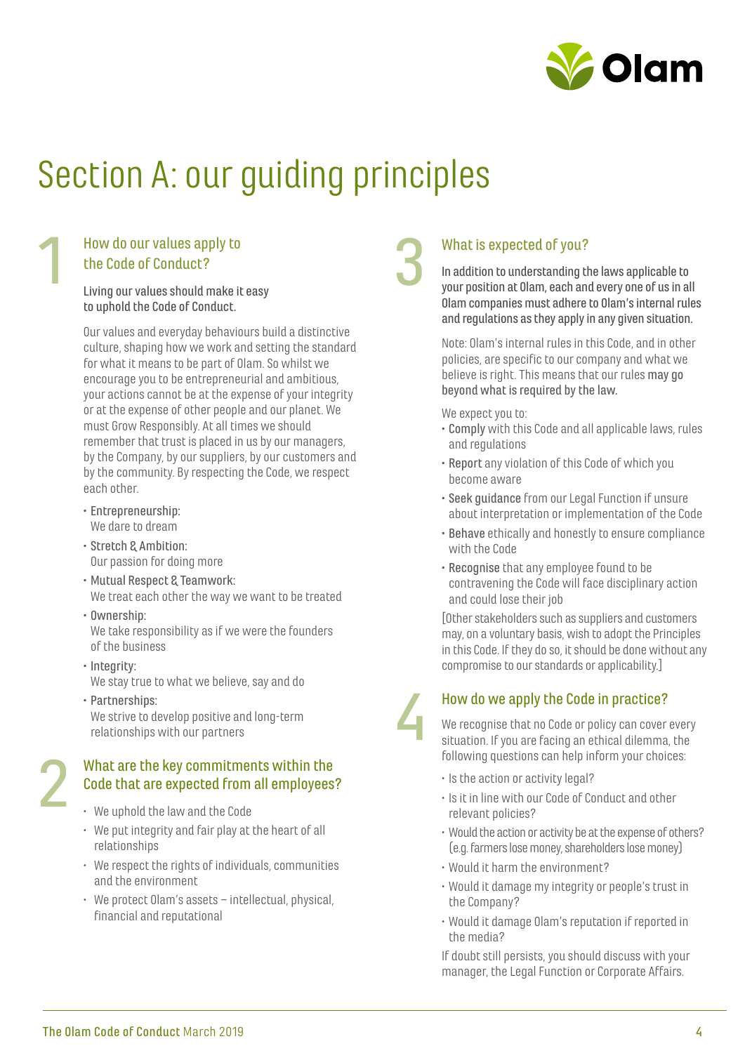# Section A: our guiding principles

## 1 How do our values apply to the Code of Conduct?

Living our values should make it easy to uphold the Code of Conduct.

Our values and everyday behaviours build a distinctive culture, shaping how we work and setting the standard for what it means to be part of Olam. So whilst we encourage you to be entrepreneurial and ambitious, your actions cannot be at the expense of your integrity or at the expense of other people and our planet. We must Grow Responsibly. At all times we should remember that trust is placed in us by our managers, by the Company, by our suppliers, by our customers and by the community. By respecting the Code, we respect each other.

- Entrepreneurship:
  We dare to dream
- Stretch & Ambition:
  Our passion for doing more
- Mutual Respect & Teamwork:
  We treat each other the way we want to be treated
- Ownership:
  We take responsibility as if we were the founders of the business
- Integrity:
  We stay true to what we believe, say and do
- Partnerships:
  We strive to develop positive and long-term relationships with our partners

## 2 What are the key commitments within the Code that are expected from all employees?

- We uphold the law and the Code
- We put integrity and fair play at the heart of all relationships
- We respect the rights of individuals, communities and the environment
- We protect Olam's assets – intellectual, physical, financial and reputational

## 3 What is expected of you?

In addition to understanding the laws applicable to your position at Olam, each and every one of us in all Olam companies must adhere to Olam's internal rules and regulations as they apply in any given situation.

Note: Olam's internal rules in this Code, and in other policies, are specific to our company and what we believe is right. This means that our rules **may go beyond what is required by the law.**

We expect you to:

- **Comply** with this Code and all applicable laws, rules and regulations
- **Report** any violation of this Code of which you become aware
- **Seek guidance** from our Legal Function if unsure about interpretation or implementation of the Code
- **Behave** ethically and honestly to ensure compliance with the Code
- **Recognise** that any employee found to be contravening the Code will face disciplinary action and could lose their job

[Other stakeholders such as suppliers and customers may, on a voluntary basis, wish to adopt the Principles in this Code. If they do so, it should be done without any compromise to our standards or applicability.]

## 4 How do we apply the Code in practice?

We recognise that no Code or policy can cover every situation. If you are facing an ethical dilemma, the following questions can help inform your choices:

- Is the action or activity legal?
- Is it in line with our Code of Conduct and other relevant policies?
- Would the action or activity be at the expense of others? (e.g. farmers lose money, shareholders lose money)
- Would it harm the environment?
- Would it damage my integrity or people's trust in the Company?
- Would it damage Olam's reputation if reported in the media?

If doubt still persists, you should discuss with your manager, the Legal Function or Corporate Affairs.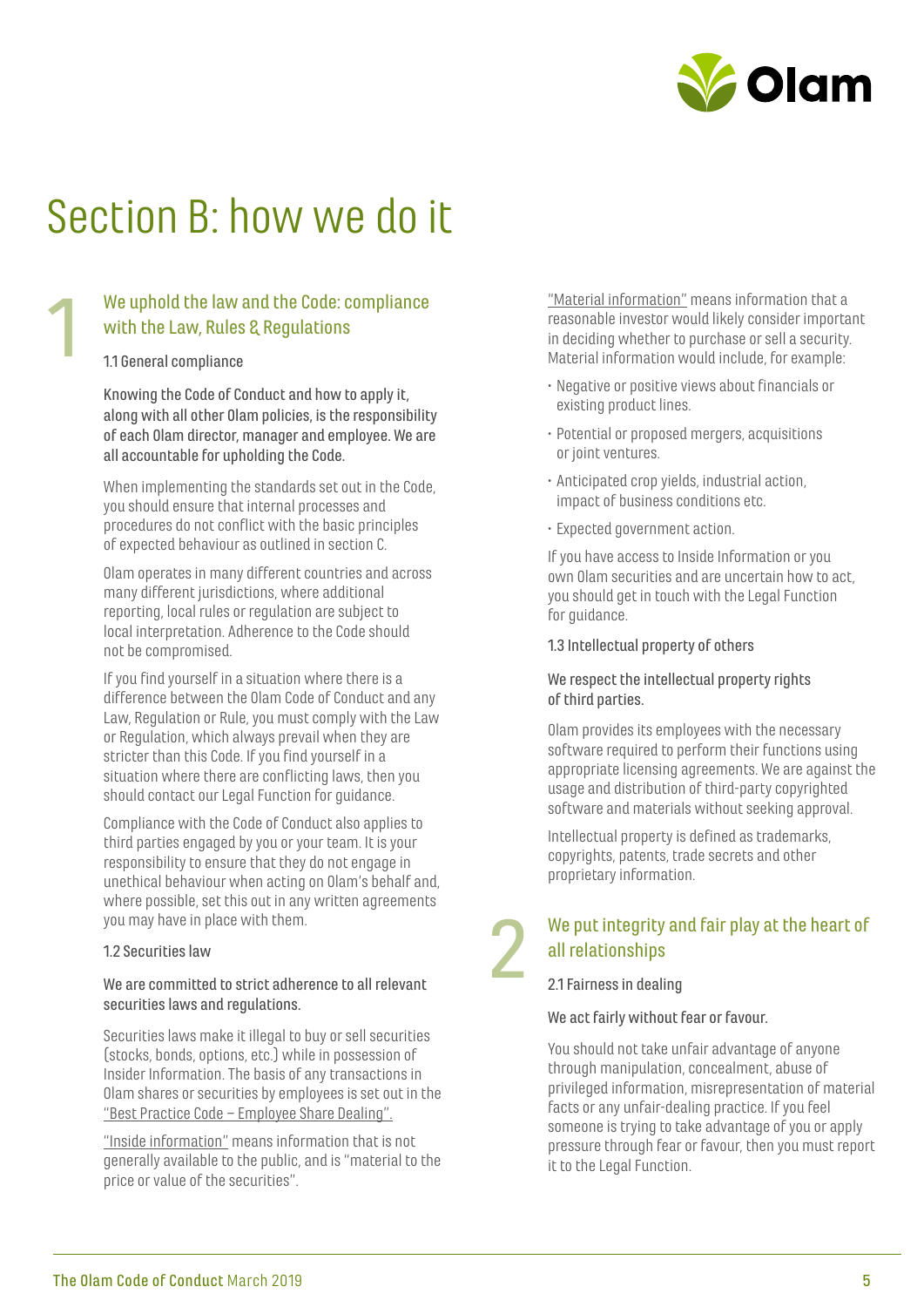# Section B: how we do it

## 1 We uphold the law and the Code: compliance with the Law, Rules & Regulations

### 1.1 General compliance

**Knowing the Code of Conduct and how to apply it, along with all other Olam policies, is the responsibility of each Olam director, manager and employee. We are all accountable for upholding the Code.**

When implementing the standards set out in the Code, you should ensure that internal processes and procedures do not conflict with the basic principles of expected behaviour as outlined in section C.

Olam operates in many different countries and across many different jurisdictions, where additional reporting, local rules or regulation are subject to local interpretation. Adherence to the Code should not be compromised.

If you find yourself in a situation where there is a difference between the Olam Code of Conduct and any Law, Regulation or Rule, you must comply with the Law or Regulation, which always prevail when they are stricter than this Code. If you find yourself in a situation where there are conflicting laws, then you should contact our Legal Function for guidance.

Compliance with the Code of Conduct also applies to third parties engaged by you or your team. It is your responsibility to ensure that they do not engage in unethical behaviour when acting on Olam's behalf and, where possible, set this out in any written agreements you may have in place with them.

### 1.2 Securities law

**We are committed to strict adherence to all relevant securities laws and regulations.**

Securities laws make it illegal to buy or sell securities (stocks, bonds, options, etc.) while in possession of Insider Information. The basis of any transactions in Olam shares or securities by employees is set out in the "Best Practice Code – Employee Share Dealing".

"Inside information" means information that is not generally available to the public, and is "material to the price or value of the securities".

"Material information" means information that a reasonable investor would likely consider important in deciding whether to purchase or sell a security. Material information would include, for example:

- Negative or positive views about financials or existing product lines.
- Potential or proposed mergers, acquisitions or joint ventures.
- Anticipated crop yields, industrial action, impact of business conditions etc.
- Expected government action.

If you have access to Inside Information or you own Olam securities and are uncertain how to act, you should get in touch with the Legal Function for guidance.

### 1.3 Intellectual property of others

**We respect the intellectual property rights of third parties.**

Olam provides its employees with the necessary software required to perform their functions using appropriate licensing agreements. We are against the usage and distribution of third-party copyrighted software and materials without seeking approval.

Intellectual property is defined as trademarks, copyrights, patents, trade secrets and other proprietary information.

## 2 We put integrity and fair play at the heart of all relationships

### 2.1 Fairness in dealing

**We act fairly without fear or favour.**

You should not take unfair advantage of anyone through manipulation, concealment, abuse of privileged information, misrepresentation of material facts or any unfair-dealing practice. If you feel someone is trying to take advantage of you or apply pressure through fear or favour, then you must report it to the Legal Function.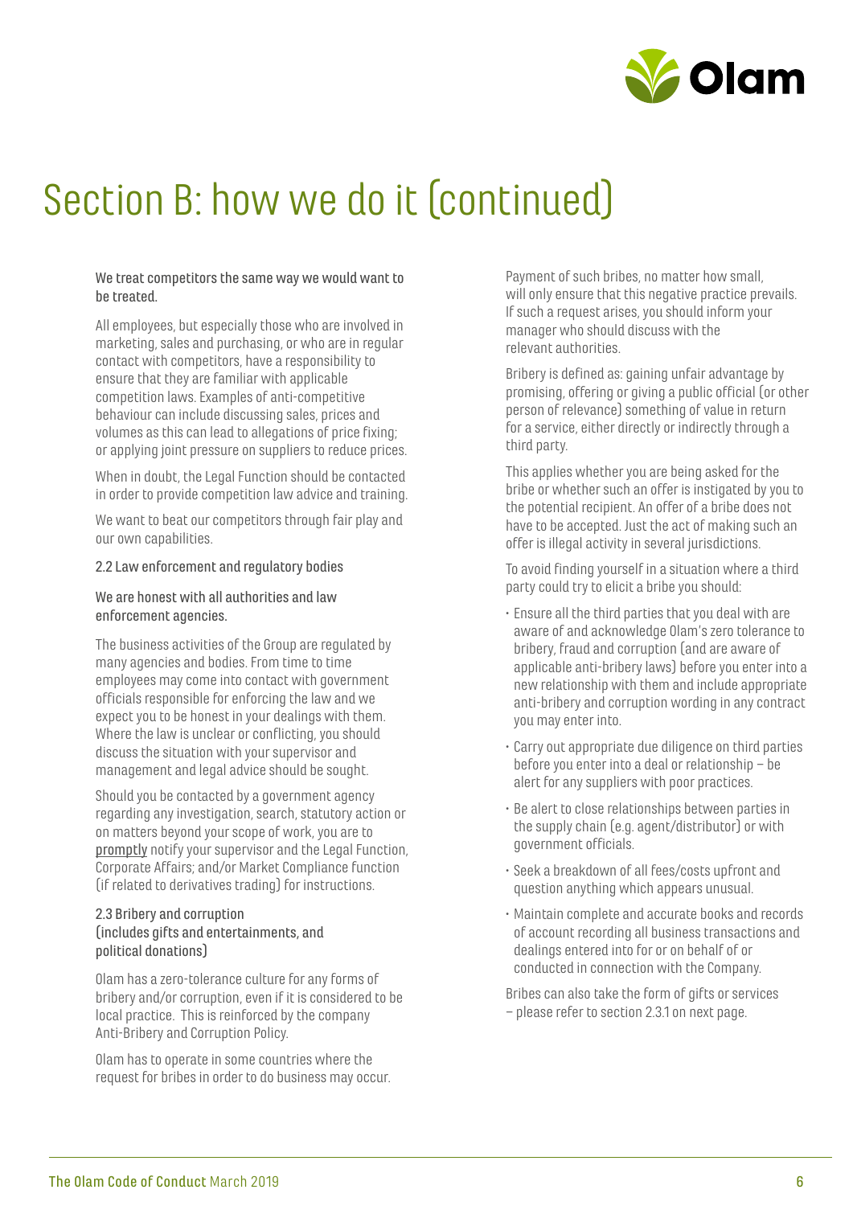# Section B: how we do it (continued)

**We treat competitors the same way we would want to be treated.**

All employees, but especially those who are involved in marketing, sales and purchasing, or who are in regular contact with competitors, have a responsibility to ensure that they are familiar with applicable competition laws. Examples of anti-competitive behaviour can include discussing sales, prices and volumes as this can lead to allegations of price fixing; or applying joint pressure on suppliers to reduce prices.

When in doubt, the Legal Function should be contacted in order to provide competition law advice and training.

We want to beat our competitors through fair play and our own capabilities.

### 2.2 Law enforcement and regulatory bodies

**We are honest with all authorities and law enforcement agencies.**

The business activities of the Group are regulated by many agencies and bodies. From time to time employees may come into contact with government officials responsible for enforcing the law and we expect you to be honest in your dealings with them. Where the law is unclear or conflicting, you should discuss the situation with your supervisor and management and legal advice should be sought.

Should you be contacted by a government agency regarding any investigation, search, statutory action or on matters beyond your scope of work, you are to promptly notify your supervisor and the Legal Function, Corporate Affairs; and/or Market Compliance function (if related to derivatives trading) for instructions.

### 2.3 Bribery and corruption (includes gifts and entertainments, and political donations)

Olam has a zero-tolerance culture for any forms of bribery and/or corruption, even if it is considered to be local practice. This is reinforced by the company Anti-Bribery and Corruption Policy.

Olam has to operate in some countries where the request for bribes in order to do business may occur. Payment of such bribes, no matter how small, will only ensure that this negative practice prevails. If such a request arises, you should inform your manager who should discuss with the relevant authorities.

Bribery is defined as: gaining unfair advantage by promising, offering or giving a public official (or other person of relevance) something of value in return for a service, either directly or indirectly through a third party.

This applies whether you are being asked for the bribe or whether such an offer is instigated by you to the potential recipient. An offer of a bribe does not have to be accepted. Just the act of making such an offer is illegal activity in several jurisdictions.

To avoid finding yourself in a situation where a third party could try to elicit a bribe you should:

- Ensure all the third parties that you deal with are aware of and acknowledge Olam's zero tolerance to bribery, fraud and corruption (and are aware of applicable anti-bribery laws) before you enter into a new relationship with them and include appropriate anti-bribery and corruption wording in any contract you may enter into.
- Carry out appropriate due diligence on third parties before you enter into a deal or relationship – be alert for any suppliers with poor practices.
- Be alert to close relationships between parties in the supply chain (e.g. agent/distributor) or with government officials.
- Seek a breakdown of all fees/costs upfront and question anything which appears unusual.
- Maintain complete and accurate books and records of account recording all business transactions and dealings entered into for or on behalf of or conducted in connection with the Company.

Bribes can also take the form of gifts or services – please refer to section 2.3.1 on next page.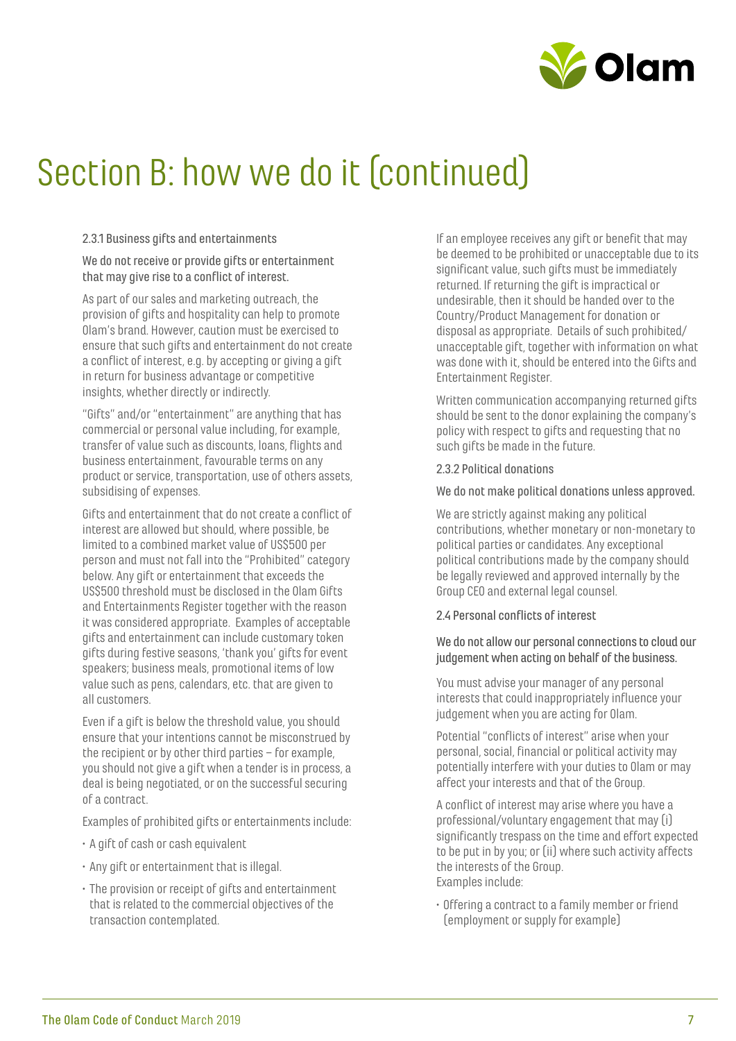# Section B: how we do it (continued)

### 2.3.1 Business gifts and entertainments

**We do not receive or provide gifts or entertainment that may give rise to a conflict of interest.**

As part of our sales and marketing outreach, the provision of gifts and hospitality can help to promote Olam's brand. However, caution must be exercised to ensure that such gifts and entertainment do not create a conflict of interest, e.g. by accepting or giving a gift in return for business advantage or competitive insights, whether directly or indirectly.

"Gifts" and/or "entertainment" are anything that has commercial or personal value including, for example, transfer of value such as discounts, loans, flights and business entertainment, favourable terms on any product or service, transportation, use of others assets, subsidising of expenses.

Gifts and entertainment that do not create a conflict of interest are allowed but should, where possible, be limited to a combined market value of US$500 per person and must not fall into the "Prohibited" category below. Any gift or entertainment that exceeds the US$500 threshold must be disclosed in the Olam Gifts and Entertainments Register together with the reason it was considered appropriate. Examples of acceptable gifts and entertainment can include customary token gifts during festive seasons, 'thank you' gifts for event speakers; business meals, promotional items of low value such as pens, calendars, etc. that are given to all customers.

Even if a gift is below the threshold value, you should ensure that your intentions cannot be misconstrued by the recipient or by other third parties – for example, you should not give a gift when a tender is in process, a deal is being negotiated, or on the successful securing of a contract.

Examples of prohibited gifts or entertainments include:

- A gift of cash or cash equivalent
- Any gift or entertainment that is illegal.
- The provision or receipt of gifts and entertainment that is related to the commercial objectives of the transaction contemplated.

If an employee receives any gift or benefit that may be deemed to be prohibited or unacceptable due to its significant value, such gifts must be immediately returned. If returning the gift is impractical or undesirable, then it should be handed over to the Country/Product Management for donation or disposal as appropriate. Details of such prohibited/unacceptable gift, together with information on what was done with it, should be entered into the Gifts and Entertainment Register.

Written communication accompanying returned gifts should be sent to the donor explaining the company's policy with respect to gifts and requesting that no such gifts be made in the future.

### 2.3.2 Political donations

**We do not make political donations unless approved.**

We are strictly against making any political contributions, whether monetary or non-monetary to political parties or candidates. Any exceptional political contributions made by the company should be legally reviewed and approved internally by the Group CEO and external legal counsel.

### 2.4 Personal conflicts of interest

**We do not allow our personal connections to cloud our judgement when acting on behalf of the business.**

You must advise your manager of any personal interests that could inappropriately influence your judgement when you are acting for Olam.

Potential "conflicts of interest" arise when your personal, social, financial or political activity may potentially interfere with your duties to Olam or may affect your interests and that of the Group.

A conflict of interest may arise where you have a professional/voluntary engagement that may (i) significantly trespass on the time and effort expected to be put in by you; or (ii) where such activity affects the interests of the Group.
Examples include:

- Offering a contract to a family member or friend (employment or supply for example)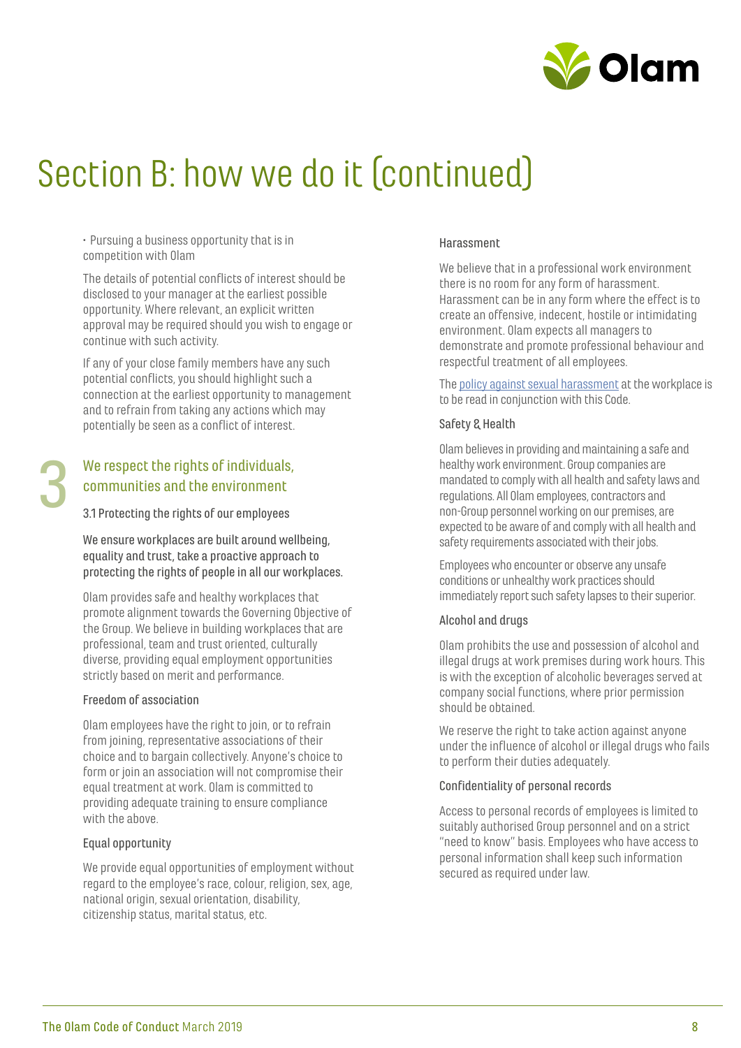# Section B: how we do it (continued)

- Pursuing a business opportunity that is in competition with Olam

The details of potential conflicts of interest should be disclosed to your manager at the earliest possible opportunity. Where relevant, an explicit written approval may be required should you wish to engage or continue with such activity.

If any of your close family members have any such potential conflicts, you should highlight such a connection at the earliest opportunity to management and to refrain from taking any actions which may potentially be seen as a conflict of interest.

## 3 We respect the rights of individuals, communities and the environment

### 3.1 Protecting the rights of our employees

**We ensure workplaces are built around wellbeing, equality and trust, take a proactive approach to protecting the rights of people in all our workplaces.**

Olam provides safe and healthy workplaces that promote alignment towards the Governing Objective of the Group. We believe in building workplaces that are professional, team and trust oriented, culturally diverse, providing equal employment opportunities strictly based on merit and performance.

#### Freedom of association

Olam employees have the right to join, or to refrain from joining, representative associations of their choice and to bargain collectively. Anyone's choice to form or join an association will not compromise their equal treatment at work. Olam is committed to providing adequate training to ensure compliance with the above.

#### Equal opportunity

We provide equal opportunities of employment without regard to the employee's race, colour, religion, sex, age, national origin, sexual orientation, disability, citizenship status, marital status, etc.

#### Harassment

We believe that in a professional work environment there is no room for any form of harassment. Harassment can be in any form where the effect is to create an offensive, indecent, hostile or intimidating environment. Olam expects all managers to demonstrate and promote professional behaviour and respectful treatment of all employees.

The policy against sexual harassment at the workplace is to be read in conjunction with this Code.

#### Safety & Health

Olam believes in providing and maintaining a safe and healthy work environment. Group companies are mandated to comply with all health and safety laws and regulations. All Olam employees, contractors and non-Group personnel working on our premises, are expected to be aware of and comply with all health and safety requirements associated with their jobs.

Employees who encounter or observe any unsafe conditions or unhealthy work practices should immediately report such safety lapses to their superior.

#### Alcohol and drugs

Olam prohibits the use and possession of alcohol and illegal drugs at work premises during work hours. This is with the exception of alcoholic beverages served at company social functions, where prior permission should be obtained.

We reserve the right to take action against anyone under the influence of alcohol or illegal drugs who fails to perform their duties adequately.

#### Confidentiality of personal records

Access to personal records of employees is limited to suitably authorised Group personnel and on a strict "need to know" basis. Employees who have access to personal information shall keep such information secured as required under law.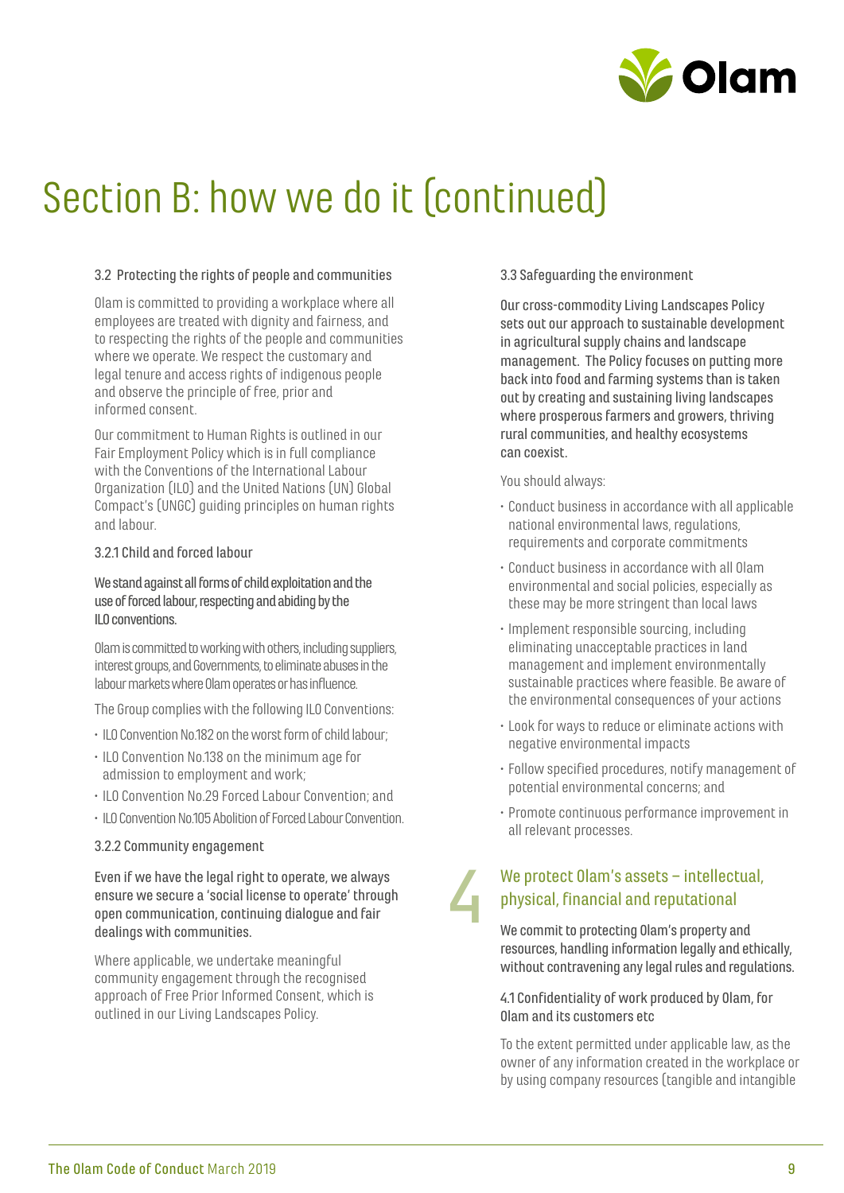# Section B: how we do it (continued)

### 3.2 Protecting the rights of people and communities

Olam is committed to providing a workplace where all employees are treated with dignity and fairness, and to respecting the rights of the people and communities where we operate. We respect the customary and legal tenure and access rights of indigenous people and observe the principle of free, prior and informed consent.

Our commitment to Human Rights is outlined in our Fair Employment Policy which is in full compliance with the Conventions of the International Labour Organization (ILO) and the United Nations (UN) Global Compact's (UNGC) guiding principles on human rights and labour.

#### 3.2.1 Child and forced labour

**We stand against all forms of child exploitation and the use of forced labour, respecting and abiding by the ILO conventions.**

Olam is committed to working with others, including suppliers, interest groups, and Governments, to eliminate abuses in the labour markets where Olam operates or has influence.

The Group complies with the following ILO Conventions:

- ILO Convention No.182 on the worst form of child labour;
- ILO Convention No.138 on the minimum age for admission to employment and work;
- ILO Convention No.29 Forced Labour Convention; and
- ILO Convention No.105 Abolition of Forced Labour Convention.

#### 3.2.2 Community engagement

**Even if we have the legal right to operate, we always ensure we secure a 'social license to operate' through open communication, continuing dialogue and fair dealings with communities.**

Where applicable, we undertake meaningful community engagement through the recognised approach of Free Prior Informed Consent, which is outlined in our Living Landscapes Policy.

### 3.3 Safeguarding the environment

**Our cross-commodity Living Landscapes Policy sets out our approach to sustainable development in agricultural supply chains and landscape management. The Policy focuses on putting more back into food and farming systems than is taken out by creating and sustaining living landscapes where prosperous farmers and growers, thriving rural communities, and healthy ecosystems can coexist.**

You should always:

- Conduct business in accordance with all applicable national environmental laws, regulations, requirements and corporate commitments
- Conduct business in accordance with all Olam environmental and social policies, especially as these may be more stringent than local laws
- Implement responsible sourcing, including eliminating unacceptable practices in land management and implement environmentally sustainable practices where feasible. Be aware of the environmental consequences of your actions
- Look for ways to reduce or eliminate actions with negative environmental impacts
- Follow specified procedures, notify management of potential environmental concerns; and
- Promote continuous performance improvement in all relevant processes.

## 4 We protect Olam's assets – intellectual, physical, financial and reputational

**We commit to protecting Olam's property and resources, handling information legally and ethically, without contravening any legal rules and regulations.**

### 4.1 Confidentiality of work produced by Olam, for Olam and its customers etc

To the extent permitted under applicable law, as the owner of any information created in the workplace or by using company resources (tangible and intangible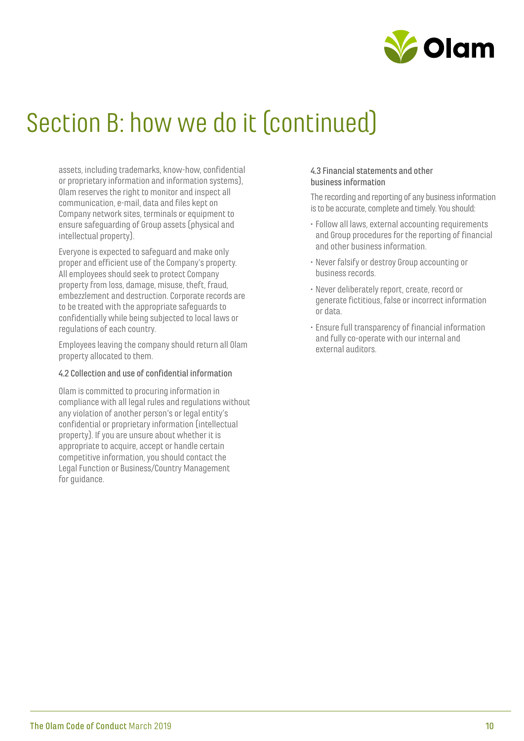# Section B: how we do it (continued)

assets, including trademarks, know-how, confidential or proprietary information and information systems), Olam reserves the right to monitor and inspect all communication, e-mail, data and files kept on Company network sites, terminals or equipment to ensure safeguarding of Group assets (physical and intellectual property).

Everyone is expected to safeguard and make only proper and efficient use of the Company's property. All employees should seek to protect Company property from loss, damage, misuse, theft, fraud, embezzlement and destruction. Corporate records are to be treated with the appropriate safeguards to confidentially while being subjected to local laws or regulations of each country.

Employees leaving the company should return all Olam property allocated to them.

### 4.2 Collection and use of confidential information

Olam is committed to procuring information in compliance with all legal rules and regulations without any violation of another person's or legal entity's confidential or proprietary information (intellectual property). If you are unsure about whether it is appropriate to acquire, accept or handle certain competitive information, you should contact the Legal Function or Business/Country Management for guidance.

### 4.3 Financial statements and other business information

The recording and reporting of any business information is to be accurate, complete and timely. You should:

- Follow all laws, external accounting requirements and Group procedures for the reporting of financial and other business information.
- Never falsify or destroy Group accounting or business records.
- Never deliberately report, create, record or generate fictitious, false or incorrect information or data.
- Ensure full transparency of financial information and fully co-operate with our internal and external auditors.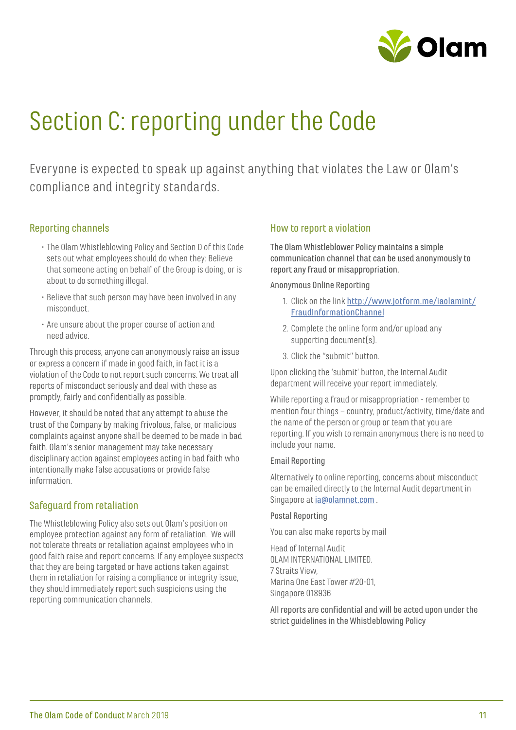# Section C: reporting under the Code

Everyone is expected to speak up against anything that violates the Law or Olam's compliance and integrity standards.

## Reporting channels

- The Olam Whistleblowing Policy and Section D of this Code sets out what employees should do when they: Believe that someone acting on behalf of the Group is doing, or is about to do something illegal.
- Believe that such person may have been involved in any misconduct.
- Are unsure about the proper course of action and need advice.

Through this process, anyone can anonymously raise an issue or express a concern if made in good faith, in fact it is a violation of the Code to not report such concerns. We treat all reports of misconduct seriously and deal with these as promptly, fairly and confidentially as possible.

However, it should be noted that any attempt to abuse the trust of the Company by making frivolous, false, or malicious complaints against anyone shall be deemed to be made in bad faith. Olam's senior management may take necessary disciplinary action against employees acting in bad faith who intentionally make false accusations or provide false information.

## Safeguard from retaliation

The Whistleblowing Policy also sets out Olam's position on employee protection against any form of retaliation. We will not tolerate threats or retaliation against employees who in good faith raise and report concerns. If any employee suspects that they are being targeted or have actions taken against them in retaliation for raising a compliance or integrity issue, they should immediately report such suspicions using the reporting communication channels.

## How to report a violation

**The Olam Whistleblower Policy maintains a simple communication channel that can be used anonymously to report any fraud or misappropriation.**

Anonymous Online Reporting

1. Click on the link http://www.jotform.me/iaolamint/FraudInformationChannel
2. Complete the online form and/or upload any supporting document(s).
3. Click the "submit" button.

Upon clicking the 'submit' button, the Internal Audit department will receive your report immediately.

While reporting a fraud or misappropriation - remember to mention four things – country, product/activity, time/date and the name of the person or group or team that you are reporting. If you wish to remain anonymous there is no need to include your name.

Email Reporting

Alternatively to online reporting, concerns about misconduct can be emailed directly to the Internal Audit department in Singapore at ia@olamnet.com .

Postal Reporting

You can also make reports by mail

Head of Internal Audit  
OLAM INTERNATIONAL LIMITED.  
7 Straits View,  
Marina One East Tower #20-01,  
Singapore 018936

**All reports are confidential and will be acted upon under the strict guidelines in the Whistleblowing Policy**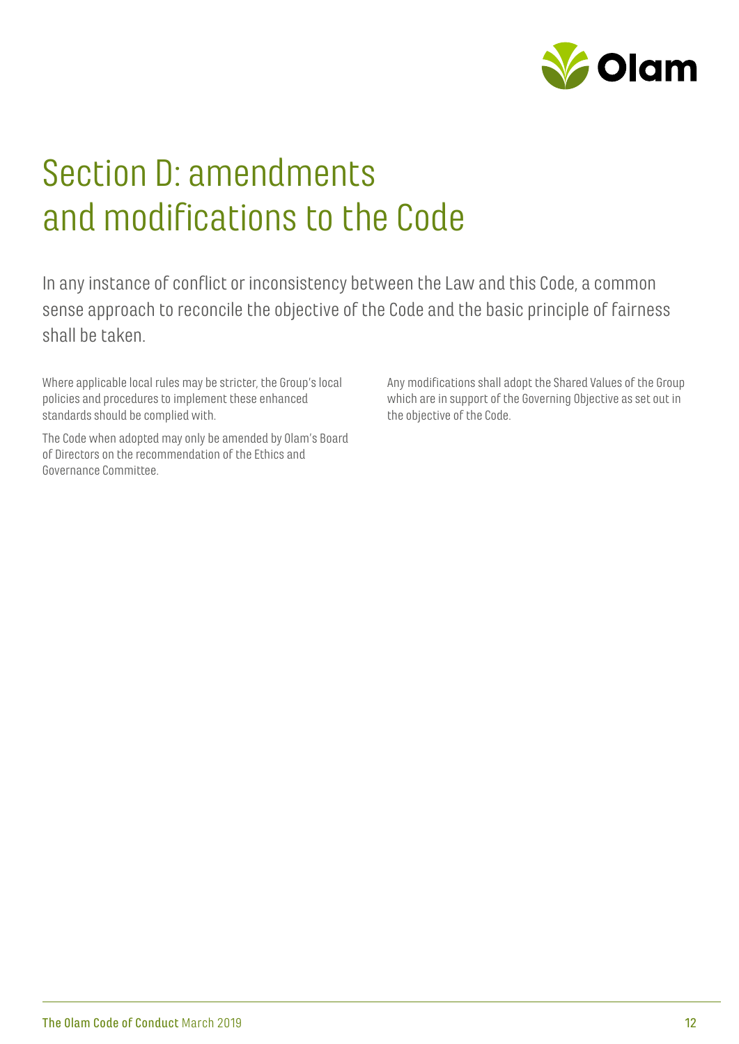# Section D: amendments and modifications to the Code

In any instance of conflict or inconsistency between the Law and this Code, a common sense approach to reconcile the objective of the Code and the basic principle of fairness shall be taken.

Where applicable local rules may be stricter, the Group's local policies and procedures to implement these enhanced standards should be complied with.

The Code when adopted may only be amended by Olam's Board of Directors on the recommendation of the Ethics and Governance Committee.

Any modifications shall adopt the Shared Values of the Group which are in support of the Governing Objective as set out in the objective of the Code.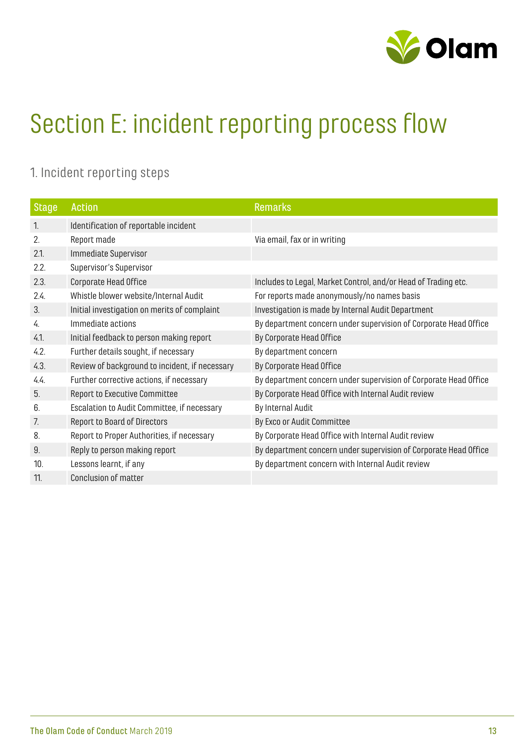# Section E: incident reporting process flow

## 1. Incident reporting steps

| Stage | Action | Remarks |
|---|---|---|
| 1. | Identification of reportable incident | |
| 2. | Report made | Via email, fax or in writing |
| 2.1. | Immediate Supervisor | |
| 2.2. | Supervisor's Supervisor | |
| 2.3. | Corporate Head Office | Includes to Legal, Market Control, and/or Head of Trading etc. |
| 2.4. | Whistle blower website/Internal Audit | For reports made anonymously/no names basis |
| 3. | Initial investigation on merits of complaint | Investigation is made by Internal Audit Department |
| 4. | Immediate actions | By department concern under supervision of Corporate Head Office |
| 4.1. | Initial feedback to person making report | By Corporate Head Office |
| 4.2. | Further details sought, if necessary | By department concern |
| 4.3. | Review of background to incident, if necessary | By Corporate Head Office |
| 4.4. | Further corrective actions, if necessary | By department concern under supervision of Corporate Head Office |
| 5. | Report to Executive Committee | By Corporate Head Office with Internal Audit review |
| 6. | Escalation to Audit Committee, if necessary | By Internal Audit |
| 7. | Report to Board of Directors | By Exco or Audit Committee |
| 8. | Report to Proper Authorities, if necessary | By Corporate Head Office with Internal Audit review |
| 9. | Reply to person making report | By department concern under supervision of Corporate Head Office |
| 10. | Lessons learnt, if any | By department concern with Internal Audit review |
| 11. | Conclusion of matter | |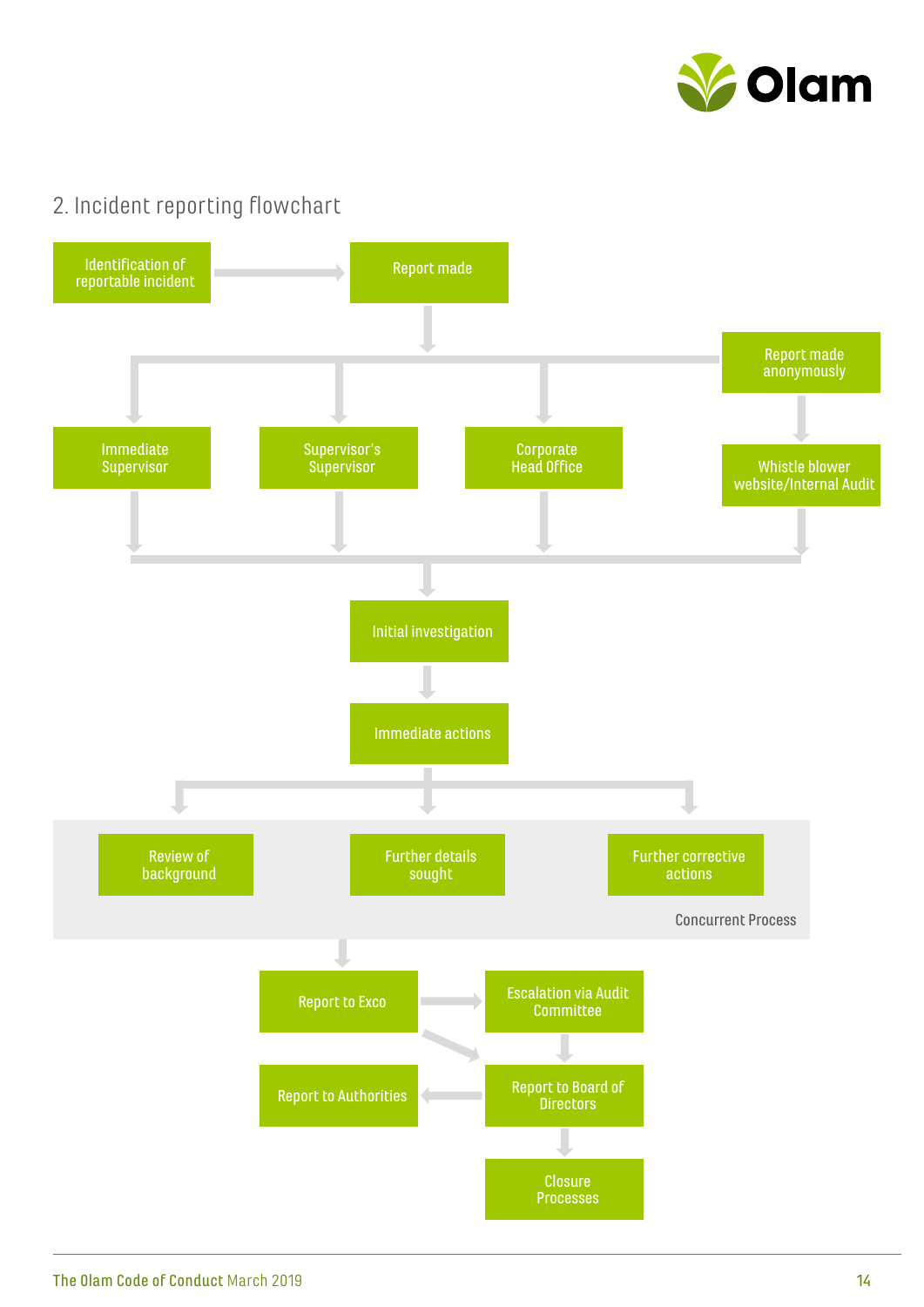## 2. Incident reporting flowchart

Identification of reportable incident

Report made

Report made anonymously

Immediate Supervisor

Supervisor's Supervisor

Corporate Head Office

Whistle blower website/Internal Audit

Initial investigation

Immediate actions

Review of background

Further details sought

Further corrective actions

Concurrent Process

Report to Exco

Escalation via Audit Committee

Report to Authorities

Report to Board of Directors

Closure Processes